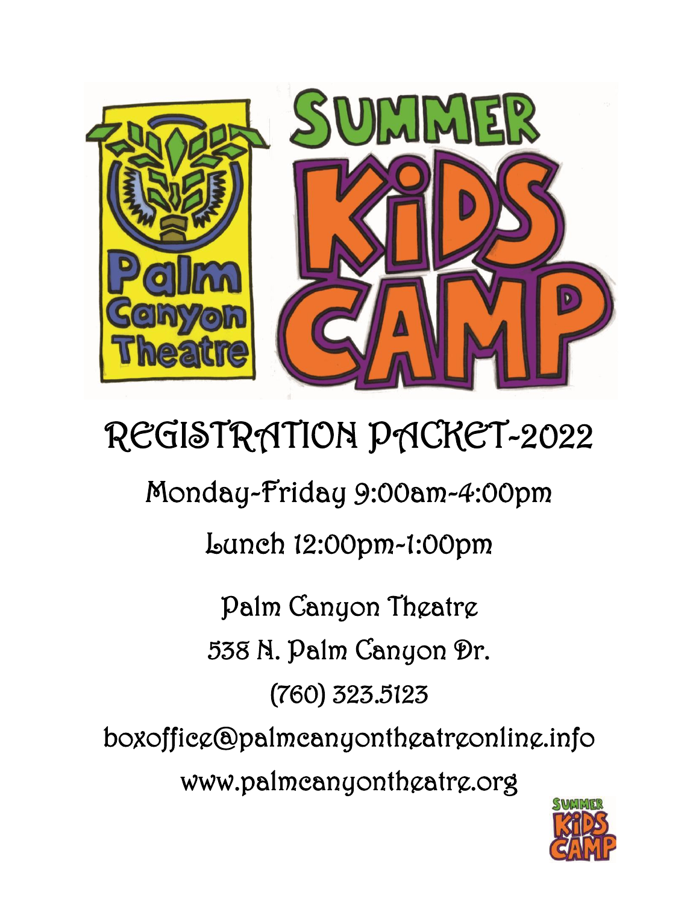# Palm Canyon Theatre

# SUMMER KIDS CAMP

## REGISTRATION PACKET-2022

Monday-Friday 9:00am-4:00pm

Lunch 12:00pm-1:00pm

Palm Canyon Theatre

538 N. Palm Canyon Dr.

(760) 323.5123

boxoffice@palmcanyontheatreonline.info

www.palmcanyontheatre.org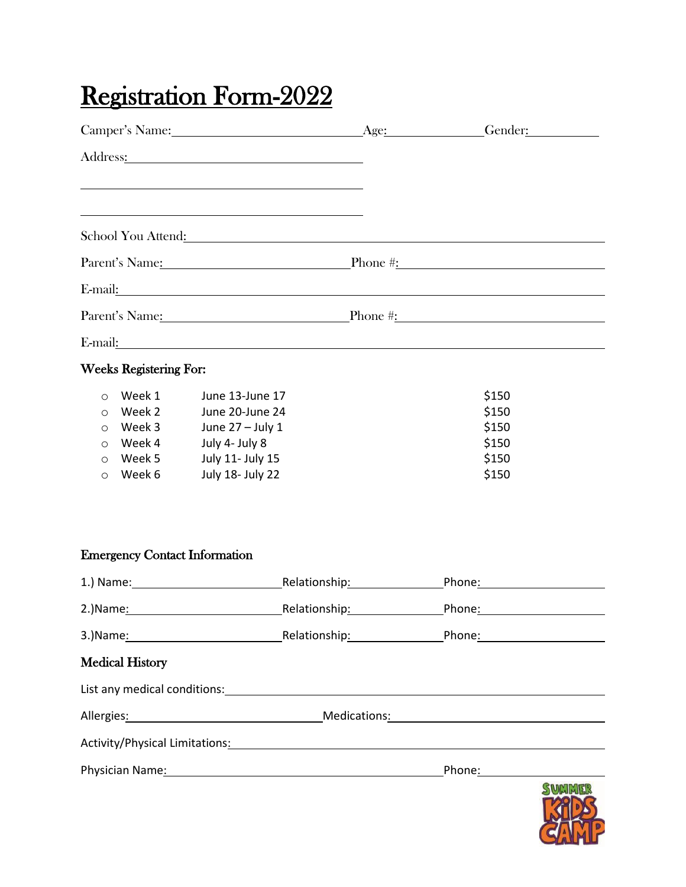# Registration Form-2022

Camper's Name:\_\_\_\_\_\_\_\_\_\_\_\_\_\_\_\_\_\_\_\_\_\_\_\_\_\_\_\_ Age:\_\_\_\_\_\_\_\_\_\_\_\_\_\_ Gender:\_\_\_\_\_\_\_\_\_\_

Address:\_\_\_\_\_\_\_\_\_\_\_\_\_\_\_\_\_\_\_\_\_\_\_\_\_\_\_\_\_\_\_\_\_\_\_\_

\_\_\_\_\_\_\_\_\_\_\_\_\_\_\_\_\_\_\_\_\_\_\_\_\_\_\_\_\_\_\_\_\_\_\_\_\_\_\_\_\_\_\_

\_\_\_\_\_\_\_\_\_\_\_\_\_\_\_\_\_\_\_\_\_\_\_\_\_\_\_\_\_\_\_\_\_\_\_\_\_\_\_\_\_\_\_

School You Attend:\_\_\_\_\_\_\_\_\_\_\_\_\_\_\_\_\_\_\_\_\_\_\_\_\_\_\_\_\_\_\_\_\_\_\_\_\_\_\_\_\_\_\_\_\_\_\_\_\_\_\_\_\_\_\_\_\_\_\_\_\_\_

Parent's Name:\_\_\_\_\_\_\_\_\_\_\_\_\_\_\_\_\_\_\_\_\_\_\_\_\_\_\_\_\_ Phone #:\_\_\_\_\_\_\_\_\_\_\_\_\_\_\_\_\_\_\_\_\_\_\_\_\_\_\_\_\_\_

E-mail:\_\_\_\_\_\_\_\_\_\_\_\_\_\_\_\_\_\_\_\_\_\_\_\_\_\_\_\_\_\_\_\_\_\_\_\_\_\_\_\_\_\_\_\_\_\_\_\_\_\_\_\_\_\_\_\_\_\_\_\_\_\_\_\_\_\_\_\_\_\_\_\_

Parent's Name:\_\_\_\_\_\_\_\_\_\_\_\_\_\_\_\_\_\_\_\_\_\_\_\_\_\_\_\_\_ Phone #:\_\_\_\_\_\_\_\_\_\_\_\_\_\_\_\_\_\_\_\_\_\_\_\_\_\_\_\_\_\_

E-mail:\_\_\_\_\_\_\_\_\_\_\_\_\_\_\_\_\_\_\_\_\_\_\_\_\_\_\_\_\_\_\_\_\_\_\_\_\_\_\_\_\_\_\_\_\_\_\_\_\_\_\_\_\_\_\_\_\_\_\_\_\_\_\_\_\_\_\_\_\_\_\_\_

## Weeks Registering For:

- ○ Week 1 June 13-June 17 $150
- ○ Week 2 June 20-June 24 $150
- ○ Week 3 June 27 – July 1 $150
- ○ Week 4 July 4- July 8 $150
- ○ Week 5 July 11- July 15 $150
- ○ Week 6 July 18- July 22 $150

## Emergency Contact Information

1.) Name:\_\_\_\_\_\_\_\_\_\_\_\_\_\_\_\_\_\_\_\_\_\_\_ Relationship:\_\_\_\_\_\_\_\_\_\_\_\_\_\_ Phone:\_\_\_\_\_\_\_\_\_\_\_\_\_\_\_\_\_\_\_\_

2.)Name:\_\_\_\_\_\_\_\_\_\_\_\_\_\_\_\_\_\_\_\_\_\_\_\_ Relationship:\_\_\_\_\_\_\_\_\_\_\_\_\_\_ Phone:\_\_\_\_\_\_\_\_\_\_\_\_\_\_\_\_\_\_\_\_

3.)Name:\_\_\_\_\_\_\_\_\_\_\_\_\_\_\_\_\_\_\_\_\_\_\_\_ Relationship:\_\_\_\_\_\_\_\_\_\_\_\_\_\_ Phone:\_\_\_\_\_\_\_\_\_\_\_\_\_\_\_\_\_\_\_\_

## Medical History

List any medical conditions:\_\_\_\_\_\_\_\_\_\_\_\_\_\_\_\_\_\_\_\_\_\_\_\_\_\_\_\_\_\_\_\_\_\_\_\_\_\_\_\_\_\_\_\_\_\_\_\_\_\_\_\_\_\_\_

Allergies:\_\_\_\_\_\_\_\_\_\_\_\_\_\_\_\_\_\_\_\_\_\_\_\_\_\_\_\_\_\_ Medications:\_\_\_\_\_\_\_\_\_\_\_\_\_\_\_\_\_\_\_\_\_\_\_\_\_\_\_\_\_\_\_\_

Activity/Physical Limitations:\_\_\_\_\_\_\_\_\_\_\_\_\_\_\_\_\_\_\_\_\_\_\_\_\_\_\_\_\_\_\_\_\_\_\_\_\_\_\_\_\_\_\_\_\_\_\_\_\_\_\_\_\_\_

Physician Name:\_\_\_\_\_\_\_\_\_\_\_\_\_\_\_\_\_\_\_\_\_\_\_\_\_\_\_\_\_\_\_\_\_\_\_\_\_\_\_\_\_\_\_ Phone:\_\_\_\_\_\_\_\_\_\_\_\_\_\_\_\_\_\_\_\_

SUMMER KIDS CAMP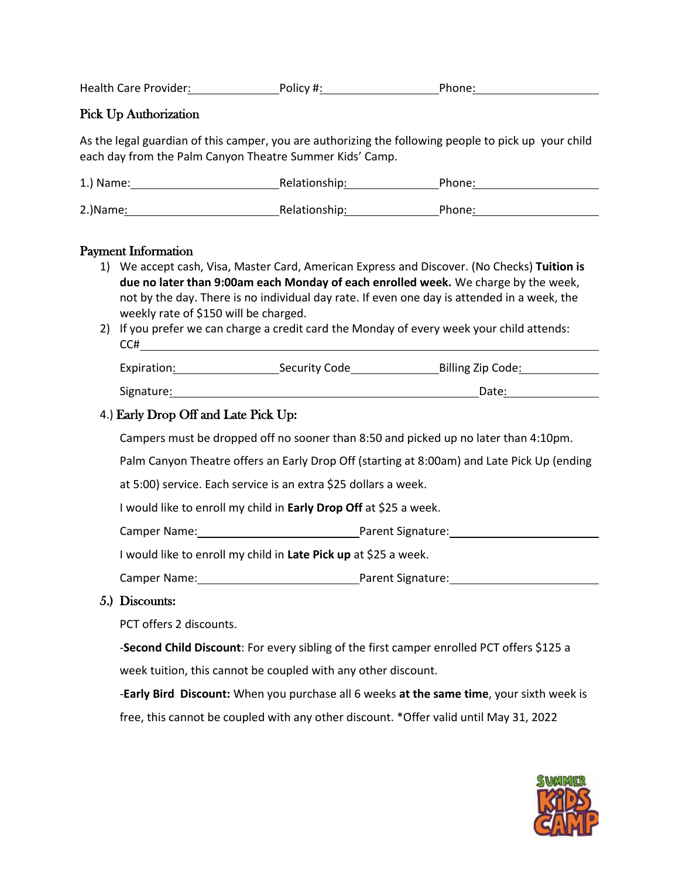Health Care Provider: \_\_\_\_\_\_\_\_\_\_ Policy #: \_\_\_\_\_\_\_\_\_\_ Phone: \_\_\_\_\_\_\_\_\_\_

## Pick Up Authorization

As the legal guardian of this camper, you are authorizing the following people to pick up your child each day from the Palm Canyon Theatre Summer Kids' Camp.

1.) Name: \_\_\_\_\_\_\_\_\_\_ Relationship: \_\_\_\_\_\_\_\_\_\_ Phone: \_\_\_\_\_\_\_\_\_\_

2.)Name: \_\_\_\_\_\_\_\_\_\_ Relationship: \_\_\_\_\_\_\_\_\_\_ Phone: \_\_\_\_\_\_\_\_\_\_

## Payment Information

1) We accept cash, Visa, Master Card, American Express and Discover. (No Checks) **Tuition is due no later than 9:00am each Monday of each enrolled week.** We charge by the week, not by the day. There is no individual day rate. If even one day is attended in a week, the weekly rate of $150 will be charged.
2) If you prefer we can charge a credit card the Monday of every week your child attends: CC# \_\_\_\_\_\_\_\_\_\_

   Expiration: \_\_\_\_\_\_\_\_\_\_ Security Code \_\_\_\_\_\_\_\_\_\_ Billing Zip Code: \_\_\_\_\_\_\_\_\_\_

   Signature: \_\_\_\_\_\_\_\_\_\_ Date: \_\_\_\_\_\_\_\_\_\_

## 4.) Early Drop Off and Late Pick Up:

Campers must be dropped off no sooner than 8:50 and picked up no later than 4:10pm.

Palm Canyon Theatre offers an Early Drop Off (starting at 8:00am) and Late Pick Up (ending at 5:00) service. Each service is an extra $25 dollars a week.

I would like to enroll my child in **Early Drop Off** at $25 a week.

Camper Name: \_\_\_\_\_\_\_\_\_\_ Parent Signature: \_\_\_\_\_\_\_\_\_\_

I would like to enroll my child in **Late Pick up** at $25 a week.

Camper Name: \_\_\_\_\_\_\_\_\_\_ Parent Signature: \_\_\_\_\_\_\_\_\_\_

## 5.) Discounts:

PCT offers 2 discounts.

-**Second Child Discount**: For every sibling of the first camper enrolled PCT offers $125 a week tuition, this cannot be coupled with any other discount.

-**Early Bird Discount:** When you purchase all 6 weeks **at the same time**, your sixth week is free, this cannot be coupled with any other discount. *Offer valid until May 31, 2022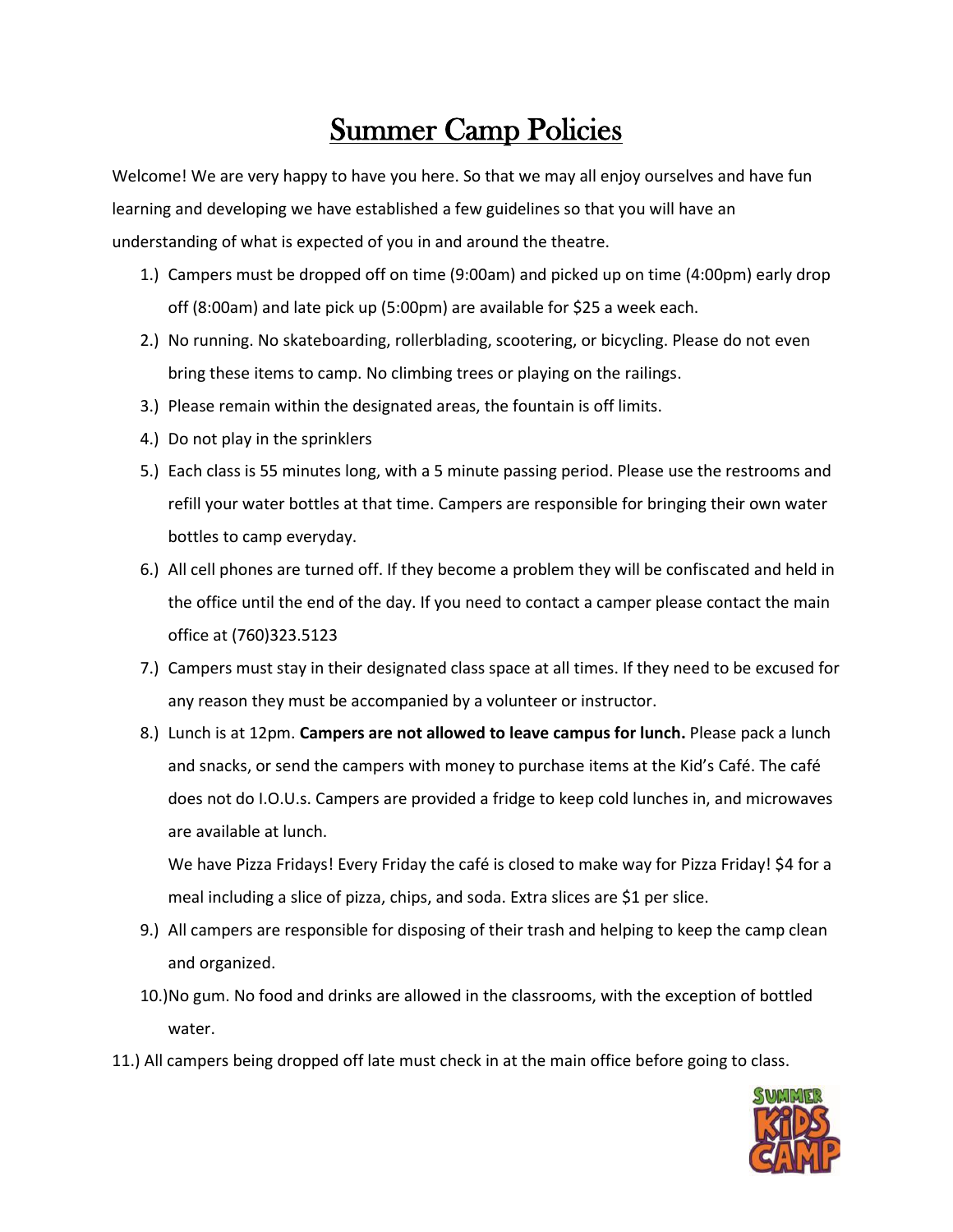# Summer Camp Policies

Welcome! We are very happy to have you here. So that we may all enjoy ourselves and have fun learning and developing we have established a few guidelines so that you will have an understanding of what is expected of you in and around the theatre.

1.) Campers must be dropped off on time (9:00am) and picked up on time (4:00pm) early drop off (8:00am) and late pick up (5:00pm) are available for $25 a week each.

2.) No running. No skateboarding, rollerblading, scootering, or bicycling. Please do not even bring these items to camp. No climbing trees or playing on the railings.

3.) Please remain within the designated areas, the fountain is off limits.

4.) Do not play in the sprinklers

5.) Each class is 55 minutes long, with a 5 minute passing period. Please use the restrooms and refill your water bottles at that time. Campers are responsible for bringing their own water bottles to camp everyday.

6.) All cell phones are turned off. If they become a problem they will be confiscated and held in the office until the end of the day. If you need to contact a camper please contact the main office at (760)323.5123

7.) Campers must stay in their designated class space at all times. If they need to be excused for any reason they must be accompanied by a volunteer or instructor.

8.) Lunch is at 12pm. **Campers are not allowed to leave campus for lunch.** Please pack a lunch and snacks, or send the campers with money to purchase items at the Kid's Café. The café does not do I.O.U.s. Campers are provided a fridge to keep cold lunches in, and microwaves are available at lunch.

   We have Pizza Fridays! Every Friday the café is closed to make way for Pizza Friday! $4 for a meal including a slice of pizza, chips, and soda. Extra slices are $1 per slice.

9.) All campers are responsible for disposing of their trash and helping to keep the camp clean and organized.

10.) No gum. No food and drinks are allowed in the classrooms, with the exception of bottled water.

11.) All campers being dropped off late must check in at the main office before going to class.

SUMMER KIDS CAMP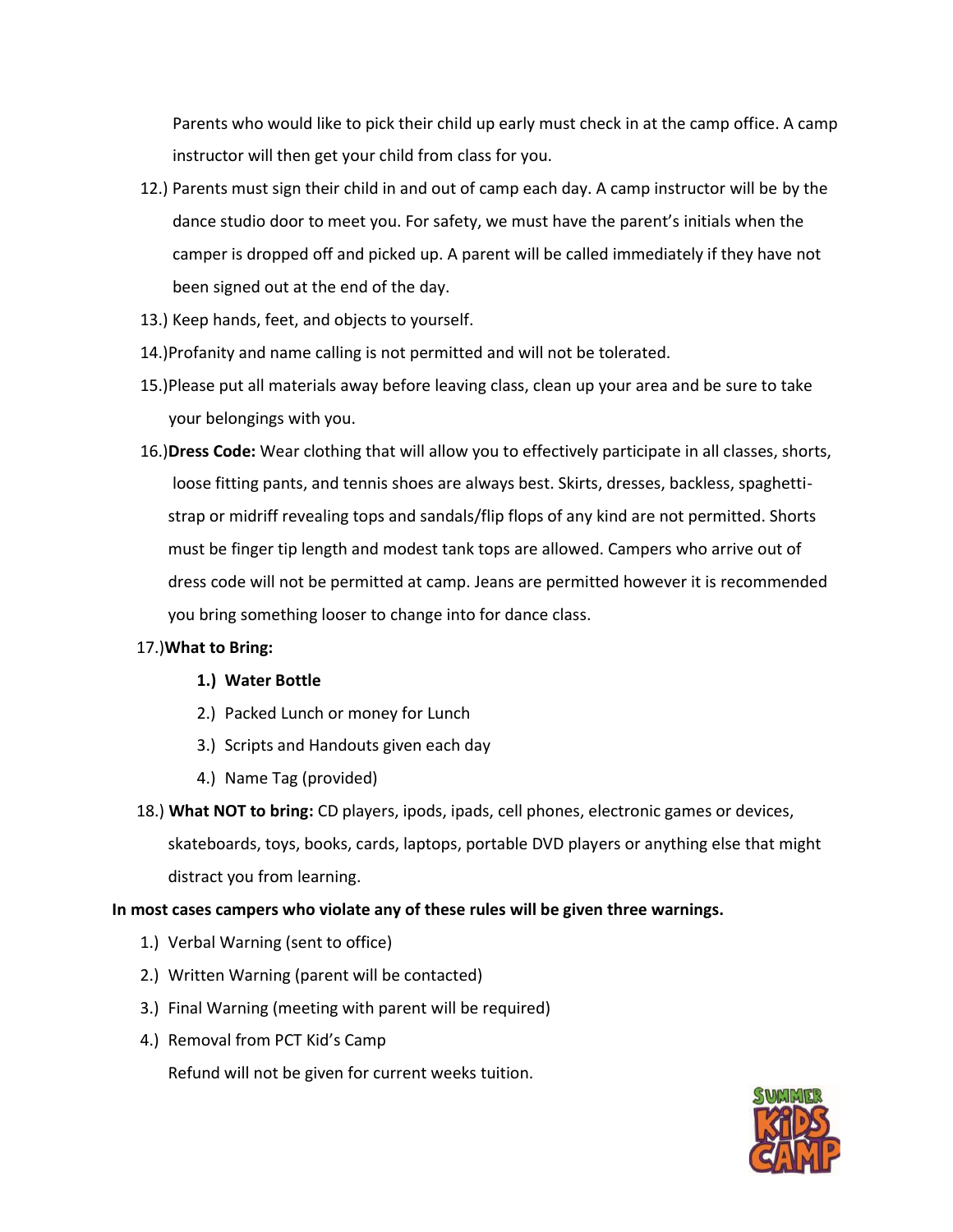Parents who would like to pick their child up early must check in at the camp office. A camp instructor will then get your child from class for you.

12.) Parents must sign their child in and out of camp each day. A camp instructor will be by the dance studio door to meet you. For safety, we must have the parent's initials when the camper is dropped off and picked up. A parent will be called immediately if they have not been signed out at the end of the day.

13.) Keep hands, feet, and objects to yourself.

14.)Profanity and name calling is not permitted and will not be tolerated.

15.)Please put all materials away before leaving class, clean up your area and be sure to take your belongings with you.

16.)**Dress Code:** Wear clothing that will allow you to effectively participate in all classes, shorts, loose fitting pants, and tennis shoes are always best. Skirts, dresses, backless, spaghetti-strap or midriff revealing tops and sandals/flip flops of any kind are not permitted. Shorts must be finger tip length and modest tank tops are allowed. Campers who arrive out of dress code will not be permitted at camp. Jeans are permitted however it is recommended you bring something looser to change into for dance class.

17.)**What to Bring:**

1.) **Water Bottle**
2.) Packed Lunch or money for Lunch
3.) Scripts and Handouts given each day
4.) Name Tag (provided)

18.) **What NOT to bring:** CD players, ipods, ipads, cell phones, electronic games or devices, skateboards, toys, books, cards, laptops, portable DVD players or anything else that might distract you from learning.

**In most cases campers who violate any of these rules will be given three warnings.**

1.) Verbal Warning (sent to office)
2.) Written Warning (parent will be contacted)
3.) Final Warning (meeting with parent will be required)
4.) Removal from PCT Kid's Camp

    Refund will not be given for current weeks tuition.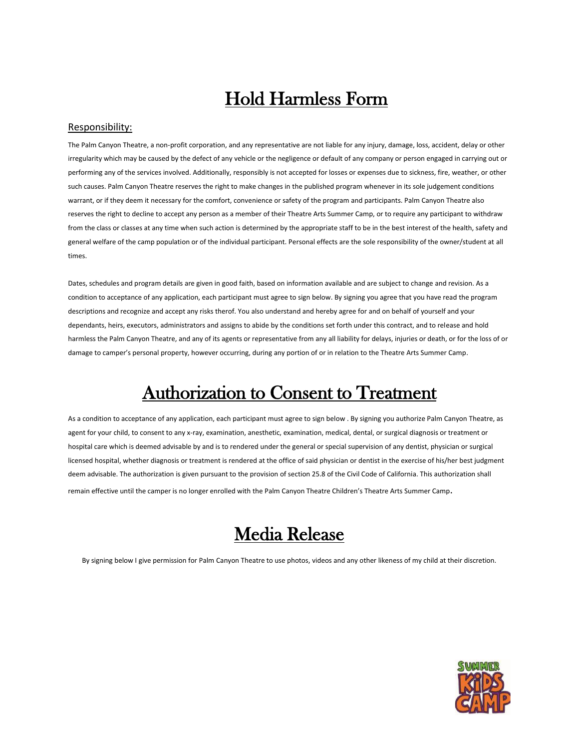# Hold Harmless Form

## Responsibility:

The Palm Canyon Theatre, a non-profit corporation, and any representative are not liable for any injury, damage, loss, accident, delay or other irregularity which may be caused by the defect of any vehicle or the negligence or default of any company or person engaged in carrying out or performing any of the services involved. Additionally, responsibly is not accepted for losses or expenses due to sickness, fire, weather, or other such causes. Palm Canyon Theatre reserves the right to make changes in the published program whenever in its sole judgement conditions warrant, or if they deem it necessary for the comfort, convenience or safety of the program and participants. Palm Canyon Theatre also reserves the right to decline to accept any person as a member of their Theatre Arts Summer Camp, or to require any participant to withdraw from the class or classes at any time when such action is determined by the appropriate staff to be in the best interest of the health, safety and general welfare of the camp population or of the individual participant. Personal effects are the sole responsibility of the owner/student at all times.

Dates, schedules and program details are given in good faith, based on information available and are subject to change and revision. As a condition to acceptance of any application, each participant must agree to sign below. By signing you agree that you have read the program descriptions and recognize and accept any risks therof. You also understand and hereby agree for and on behalf of yourself and your dependants, heirs, executors, administrators and assigns to abide by the conditions set forth under this contract, and to release and hold harmless the Palm Canyon Theatre, and any of its agents or representative from any all liability for delays, injuries or death, or for the loss of or damage to camper's personal property, however occurring, during any portion of or in relation to the Theatre Arts Summer Camp.

# Authorization to Consent to Treatment

As a condition to acceptance of any application, each participant must agree to sign below . By signing you authorize Palm Canyon Theatre, as agent for your child, to consent to any x-ray, examination, anesthetic, examination, medical, dental, or surgical diagnosis or treatment or hospital care which is deemed advisable by and is to rendered under the general or special supervision of any dentist, physician or surgical licensed hospital, whether diagnosis or treatment is rendered at the office of said physician or dentist in the exercise of his/her best judgment deem advisable. The authorization is given pursuant to the provision of section 25.8 of the Civil Code of California. This authorization shall remain effective until the camper is no longer enrolled with the Palm Canyon Theatre Children's Theatre Arts Summer Camp.

# Media Release

By signing below I give permission for Palm Canyon Theatre to use photos, videos and any other likeness of my child at their discretion.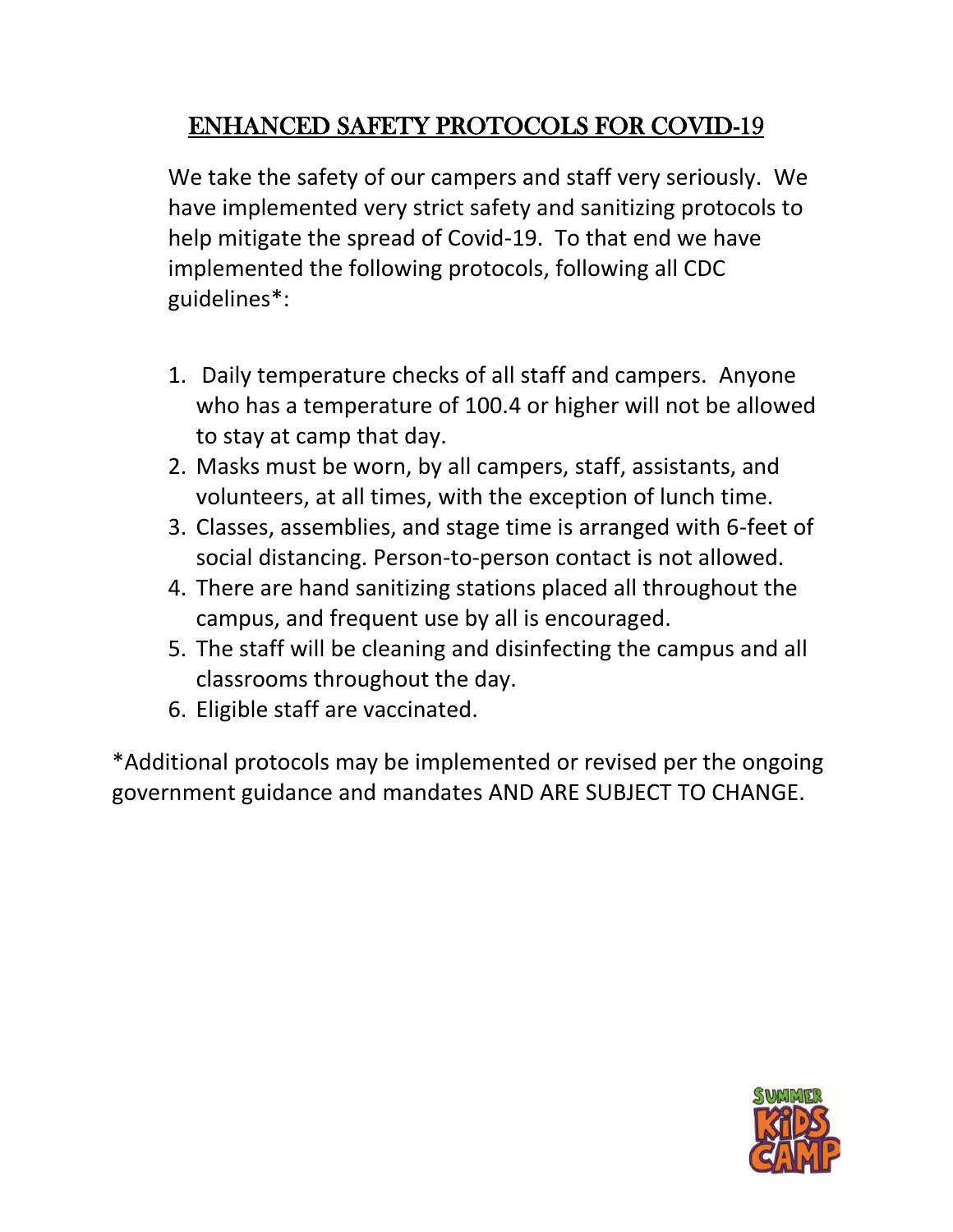# ENHANCED SAFETY PROTOCOLS FOR COVID-19

We take the safety of our campers and staff very seriously. We have implemented very strict safety and sanitizing protocols to help mitigate the spread of Covid-19. To that end we have implemented the following protocols, following all CDC guidelines*:

1. Daily temperature checks of all staff and campers. Anyone who has a temperature of 100.4 or higher will not be allowed to stay at camp that day.
2. Masks must be worn, by all campers, staff, assistants, and volunteers, at all times, with the exception of lunch time.
3. Classes, assemblies, and stage time is arranged with 6-feet of social distancing. Person-to-person contact is not allowed.
4. There are hand sanitizing stations placed all throughout the campus, and frequent use by all is encouraged.
5. The staff will be cleaning and disinfecting the campus and all classrooms throughout the day.
6. Eligible staff are vaccinated.

*Additional protocols may be implemented or revised per the ongoing government guidance and mandates AND ARE SUBJECT TO CHANGE.

SUMMER KIDS CAMP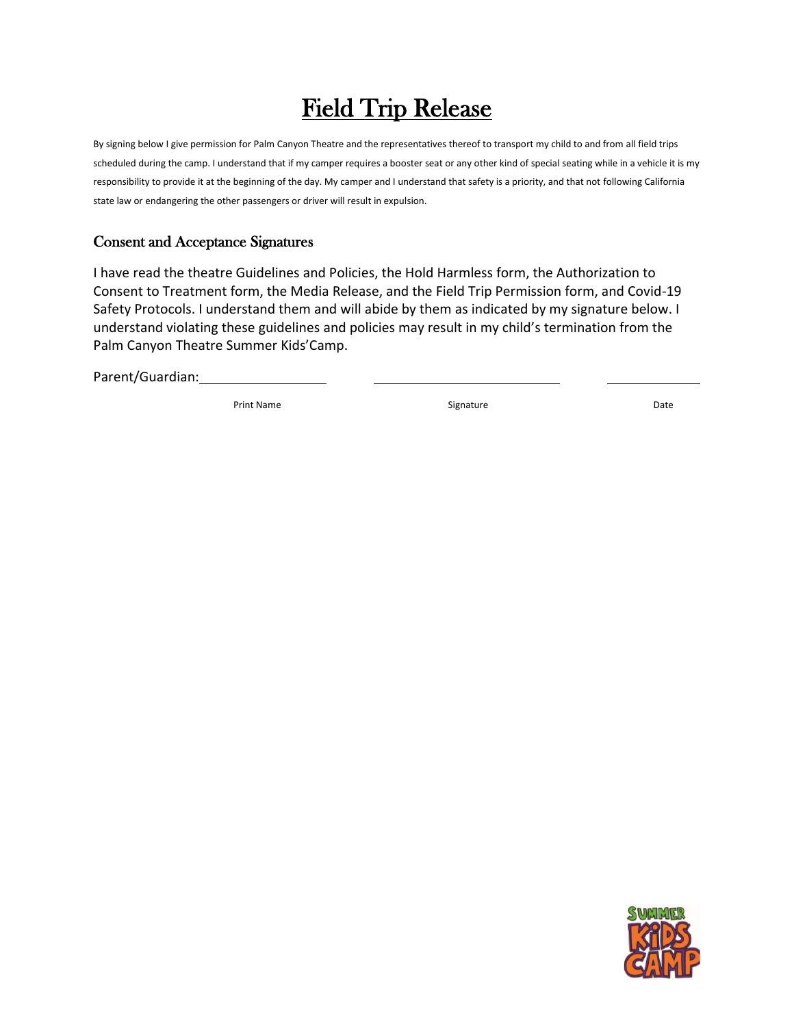# Field Trip Release

By signing below I give permission for Palm Canyon Theatre and the representatives thereof to transport my child to and from all field trips scheduled during the camp. I understand that if my camper requires a booster seat or any other kind of special seating while in a vehicle it is my responsibility to provide it at the beginning of the day. My camper and I understand that safety is a priority, and that not following California state law or endangering the other passengers or driver will result in expulsion.

## Consent and Acceptance Signatures

I have read the theatre Guidelines and Policies, the Hold Harmless form, the Authorization to Consent to Treatment form, the Media Release, and the Field Trip Permission form, and Covid-19 Safety Protocols. I understand them and will abide by them as indicated by my signature below. I understand violating these guidelines and policies may result in my child's termination from the Palm Canyon Theatre Summer Kids'Camp.

Parent/Guardian: ____________________ ______________________________ ______________

Print Name Signature Date

SUMMER KIDS CAMP